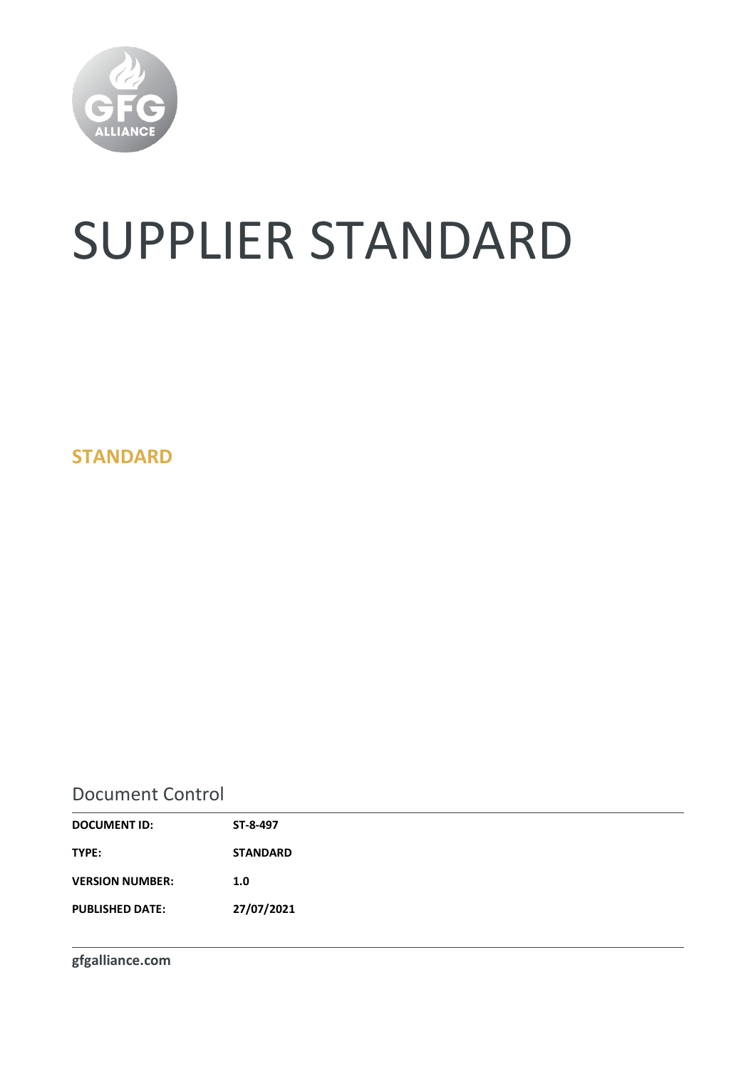# SUPPLIER STANDARD

**STANDARD**

## Document Control

| | |
|---|---|
| **DOCUMENT ID:** | **ST-8-497** |
| **TYPE:** | **STANDARD** |
| **VERSION NUMBER:** | **1.0** |
| **PUBLISHED DATE:** | **27/07/2021** |

**gfgalliance.com**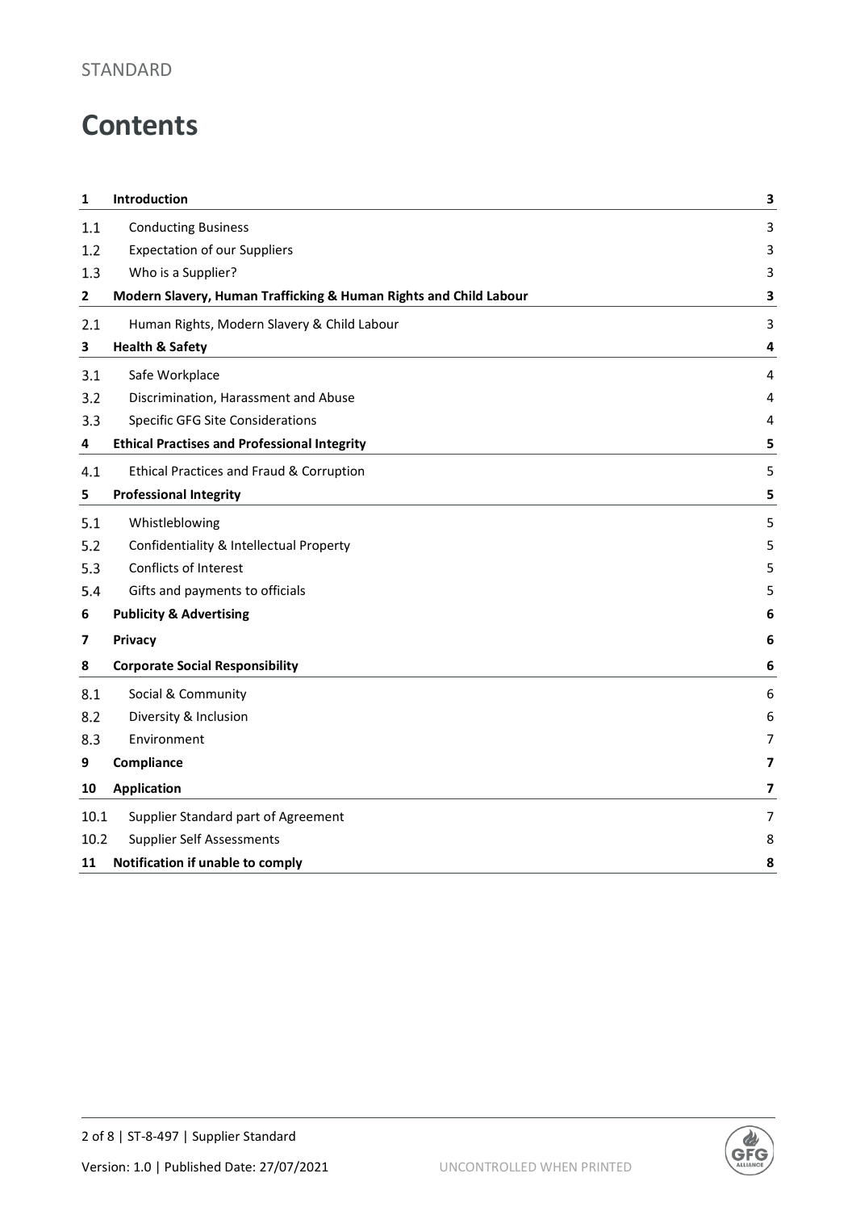# Contents

| | | |
|---|---|---|
| **1** | **Introduction** | **3** |
| 1.1 | Conducting Business | 3 |
| 1.2 | Expectation of our Suppliers | 3 |
| 1.3 | Who is a Supplier? | 3 |
| **2** | **Modern Slavery, Human Trafficking & Human Rights and Child Labour** | **3** |
| 2.1 | Human Rights, Modern Slavery & Child Labour | 3 |
| **3** | **Health & Safety** | **4** |
| 3.1 | Safe Workplace | 4 |
| 3.2 | Discrimination, Harassment and Abuse | 4 |
| 3.3 | Specific GFG Site Considerations | 4 |
| **4** | **Ethical Practises and Professional Integrity** | **5** |
| 4.1 | Ethical Practices and Fraud & Corruption | 5 |
| **5** | **Professional Integrity** | **5** |
| 5.1 | Whistleblowing | 5 |
| 5.2 | Confidentiality & Intellectual Property | 5 |
| 5.3 | Conflicts of Interest | 5 |
| 5.4 | Gifts and payments to officials | 5 |
| **6** | **Publicity & Advertising** | **6** |
| **7** | **Privacy** | **6** |
| **8** | **Corporate Social Responsibility** | **6** |
| 8.1 | Social & Community | 6 |
| 8.2 | Diversity & Inclusion | 6 |
| 8.3 | Environment | 7 |
| **9** | **Compliance** | **7** |
| **10** | **Application** | **7** |
| 10.1 | Supplier Standard part of Agreement | 7 |
| 10.2 | Supplier Self Assessments | 8 |
| **11** | **Notification if unable to comply** | **8** |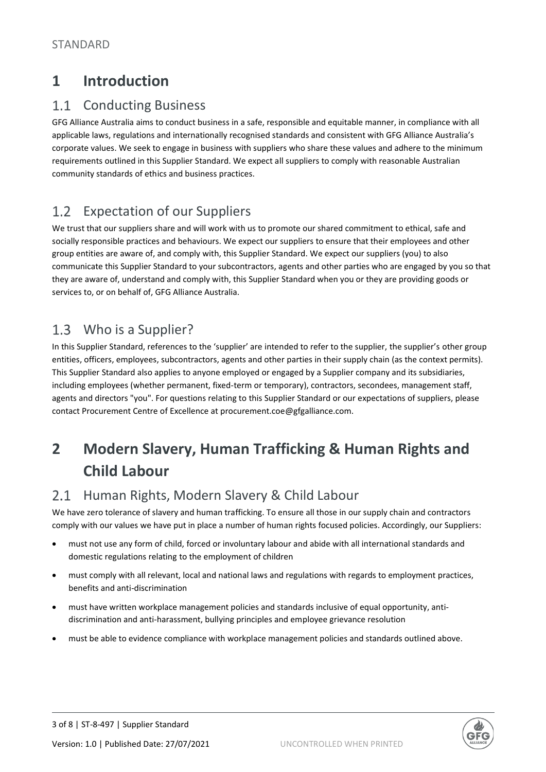STANDARD

# 1 Introduction

## 1.1 Conducting Business

GFG Alliance Australia aims to conduct business in a safe, responsible and equitable manner, in compliance with all applicable laws, regulations and internationally recognised standards and consistent with GFG Alliance Australia's corporate values. We seek to engage in business with suppliers who share these values and adhere to the minimum requirements outlined in this Supplier Standard. We expect all suppliers to comply with reasonable Australian community standards of ethics and business practices.

## 1.2 Expectation of our Suppliers

We trust that our suppliers share and will work with us to promote our shared commitment to ethical, safe and socially responsible practices and behaviours. We expect our suppliers to ensure that their employees and other group entities are aware of, and comply with, this Supplier Standard. We expect our suppliers (you) to also communicate this Supplier Standard to your subcontractors, agents and other parties who are engaged by you so that they are aware of, understand and comply with, this Supplier Standard when you or they are providing goods or services to, or on behalf of, GFG Alliance Australia.

## 1.3 Who is a Supplier?

In this Supplier Standard, references to the 'supplier' are intended to refer to the supplier, the supplier's other group entities, officers, employees, subcontractors, agents and other parties in their supply chain (as the context permits). This Supplier Standard also applies to anyone employed or engaged by a Supplier company and its subsidiaries, including employees (whether permanent, fixed-term or temporary), contractors, secondees, management staff, agents and directors "you". For questions relating to this Supplier Standard or our expectations of suppliers, please contact Procurement Centre of Excellence at procurement.coe@gfgalliance.com.

# 2 Modern Slavery, Human Trafficking & Human Rights and Child Labour

## 2.1 Human Rights, Modern Slavery & Child Labour

We have zero tolerance of slavery and human trafficking. To ensure all those in our supply chain and contractors comply with our values we have put in place a number of human rights focused policies. Accordingly, our Suppliers:

- must not use any form of child, forced or involuntary labour and abide with all international standards and domestic regulations relating to the employment of children
- must comply with all relevant, local and national laws and regulations with regards to employment practices, benefits and anti-discrimination
- must have written workplace management policies and standards inclusive of equal opportunity, anti-discrimination and anti-harassment, bullying principles and employee grievance resolution
- must be able to evidence compliance with workplace management policies and standards outlined above.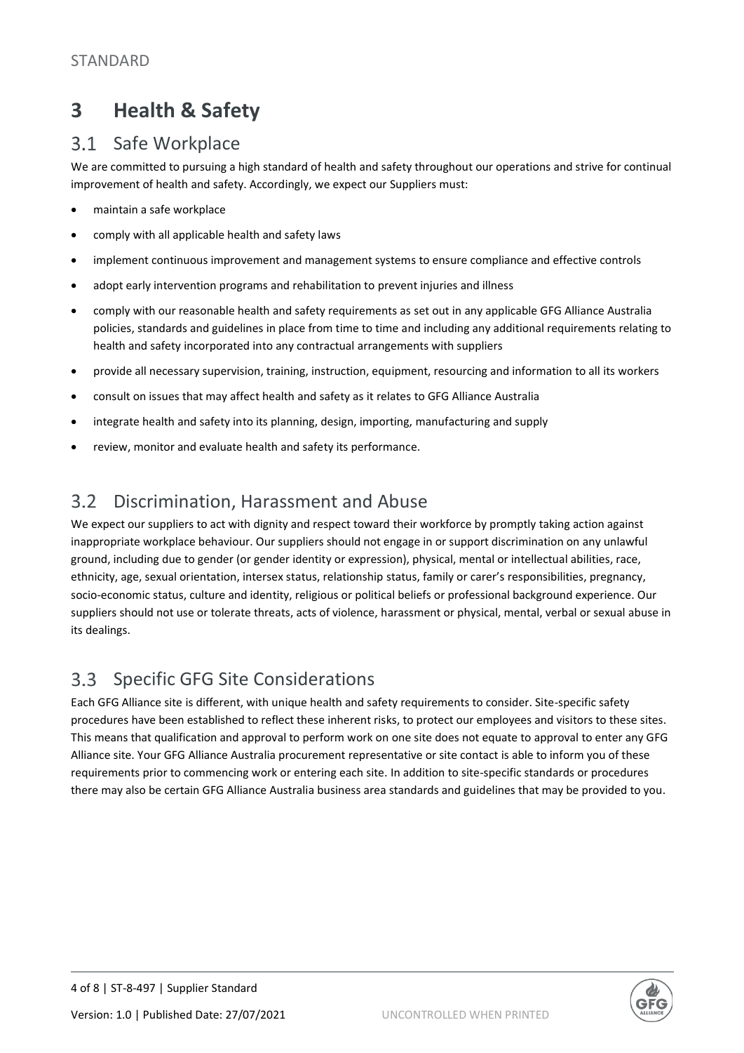# 3 Health & Safety

## 3.1 Safe Workplace

We are committed to pursuing a high standard of health and safety throughout our operations and strive for continual improvement of health and safety. Accordingly, we expect our Suppliers must:

- maintain a safe workplace
- comply with all applicable health and safety laws
- implement continuous improvement and management systems to ensure compliance and effective controls
- adopt early intervention programs and rehabilitation to prevent injuries and illness
- comply with our reasonable health and safety requirements as set out in any applicable GFG Alliance Australia policies, standards and guidelines in place from time to time and including any additional requirements relating to health and safety incorporated into any contractual arrangements with suppliers
- provide all necessary supervision, training, instruction, equipment, resourcing and information to all its workers
- consult on issues that may affect health and safety as it relates to GFG Alliance Australia
- integrate health and safety into its planning, design, importing, manufacturing and supply
- review, monitor and evaluate health and safety its performance.

## 3.2 Discrimination, Harassment and Abuse

We expect our suppliers to act with dignity and respect toward their workforce by promptly taking action against inappropriate workplace behaviour. Our suppliers should not engage in or support discrimination on any unlawful ground, including due to gender (or gender identity or expression), physical, mental or intellectual abilities, race, ethnicity, age, sexual orientation, intersex status, relationship status, family or carer's responsibilities, pregnancy, socio-economic status, culture and identity, religious or political beliefs or professional background experience. Our suppliers should not use or tolerate threats, acts of violence, harassment or physical, mental, verbal or sexual abuse in its dealings.

## 3.3 Specific GFG Site Considerations

Each GFG Alliance site is different, with unique health and safety requirements to consider. Site-specific safety procedures have been established to reflect these inherent risks, to protect our employees and visitors to these sites. This means that qualification and approval to perform work on one site does not equate to approval to enter any GFG Alliance site. Your GFG Alliance Australia procurement representative or site contact is able to inform you of these requirements prior to commencing work or entering each site. In addition to site-specific standards or procedures there may also be certain GFG Alliance Australia business area standards and guidelines that may be provided to you.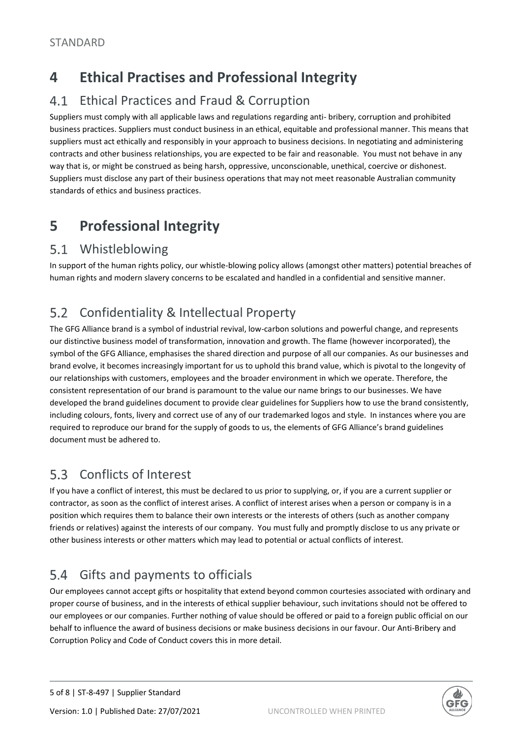# 4 Ethical Practises and Professional Integrity

## 4.1 Ethical Practices and Fraud & Corruption

Suppliers must comply with all applicable laws and regulations regarding anti- bribery, corruption and prohibited business practices. Suppliers must conduct business in an ethical, equitable and professional manner. This means that suppliers must act ethically and responsibly in your approach to business decisions. In negotiating and administering contracts and other business relationships, you are expected to be fair and reasonable. You must not behave in any way that is, or might be construed as being harsh, oppressive, unconscionable, unethical, coercive or dishonest. Suppliers must disclose any part of their business operations that may not meet reasonable Australian community standards of ethics and business practices.

# 5 Professional Integrity

## 5.1 Whistleblowing

In support of the human rights policy, our whistle-blowing policy allows (amongst other matters) potential breaches of human rights and modern slavery concerns to be escalated and handled in a confidential and sensitive manner.

## 5.2 Confidentiality & Intellectual Property

The GFG Alliance brand is a symbol of industrial revival, low-carbon solutions and powerful change, and represents our distinctive business model of transformation, innovation and growth. The flame (however incorporated), the symbol of the GFG Alliance, emphasises the shared direction and purpose of all our companies. As our businesses and brand evolve, it becomes increasingly important for us to uphold this brand value, which is pivotal to the longevity of our relationships with customers, employees and the broader environment in which we operate. Therefore, the consistent representation of our brand is paramount to the value our name brings to our businesses. We have developed the brand guidelines document to provide clear guidelines for Suppliers how to use the brand consistently, including colours, fonts, livery and correct use of any of our trademarked logos and style. In instances where you are required to reproduce our brand for the supply of goods to us, the elements of GFG Alliance's brand guidelines document must be adhered to.

## 5.3 Conflicts of Interest

If you have a conflict of interest, this must be declared to us prior to supplying, or, if you are a current supplier or contractor, as soon as the conflict of interest arises. A conflict of interest arises when a person or company is in a position which requires them to balance their own interests or the interests of others (such as another company friends or relatives) against the interests of our company. You must fully and promptly disclose to us any private or other business interests or other matters which may lead to potential or actual conflicts of interest.

## 5.4 Gifts and payments to officials

Our employees cannot accept gifts or hospitality that extend beyond common courtesies associated with ordinary and proper course of business, and in the interests of ethical supplier behaviour, such invitations should not be offered to our employees or our companies. Further nothing of value should be offered or paid to a foreign public official on our behalf to influence the award of business decisions or make business decisions in our favour. Our Anti-Bribery and Corruption Policy and Code of Conduct covers this in more detail.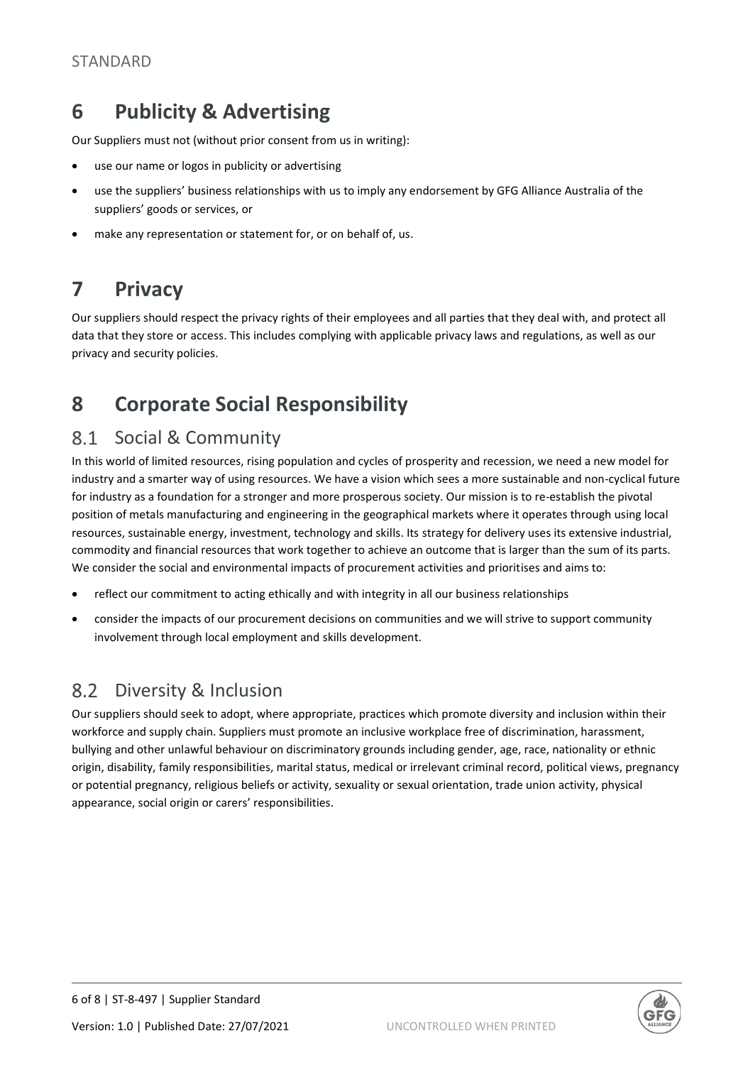# 6 Publicity & Advertising

Our Suppliers must not (without prior consent from us in writing):

- use our name or logos in publicity or advertising
- use the suppliers' business relationships with us to imply any endorsement by GFG Alliance Australia of the suppliers' goods or services, or
- make any representation or statement for, or on behalf of, us.

# 7 Privacy

Our suppliers should respect the privacy rights of their employees and all parties that they deal with, and protect all data that they store or access. This includes complying with applicable privacy laws and regulations, as well as our privacy and security policies.

# 8 Corporate Social Responsibility

## 8.1 Social & Community

In this world of limited resources, rising population and cycles of prosperity and recession, we need a new model for industry and a smarter way of using resources. We have a vision which sees a more sustainable and non-cyclical future for industry as a foundation for a stronger and more prosperous society. Our mission is to re-establish the pivotal position of metals manufacturing and engineering in the geographical markets where it operates through using local resources, sustainable energy, investment, technology and skills. Its strategy for delivery uses its extensive industrial, commodity and financial resources that work together to achieve an outcome that is larger than the sum of its parts. We consider the social and environmental impacts of procurement activities and prioritises and aims to:

- reflect our commitment to acting ethically and with integrity in all our business relationships
- consider the impacts of our procurement decisions on communities and we will strive to support community involvement through local employment and skills development.

## 8.2 Diversity & Inclusion

Our suppliers should seek to adopt, where appropriate, practices which promote diversity and inclusion within their workforce and supply chain. Suppliers must promote an inclusive workplace free of discrimination, harassment, bullying and other unlawful behaviour on discriminatory grounds including gender, age, race, nationality or ethnic origin, disability, family responsibilities, marital status, medical or irrelevant criminal record, political views, pregnancy or potential pregnancy, religious beliefs or activity, sexuality or sexual orientation, trade union activity, physical appearance, social origin or carers' responsibilities.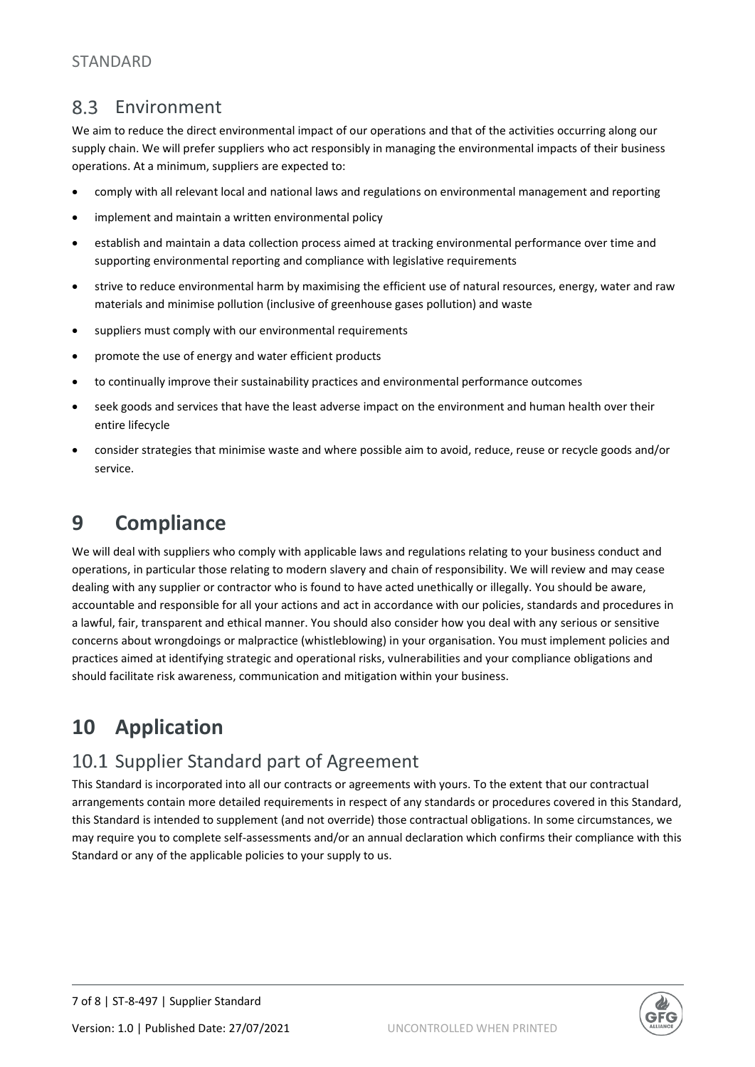## 8.3 Environment

We aim to reduce the direct environmental impact of our operations and that of the activities occurring along our supply chain. We will prefer suppliers who act responsibly in managing the environmental impacts of their business operations. At a minimum, suppliers are expected to:

- comply with all relevant local and national laws and regulations on environmental management and reporting
- implement and maintain a written environmental policy
- establish and maintain a data collection process aimed at tracking environmental performance over time and supporting environmental reporting and compliance with legislative requirements
- strive to reduce environmental harm by maximising the efficient use of natural resources, energy, water and raw materials and minimise pollution (inclusive of greenhouse gases pollution) and waste
- suppliers must comply with our environmental requirements
- promote the use of energy and water efficient products
- to continually improve their sustainability practices and environmental performance outcomes
- seek goods and services that have the least adverse impact on the environment and human health over their entire lifecycle
- consider strategies that minimise waste and where possible aim to avoid, reduce, reuse or recycle goods and/or service.

# 9 Compliance

We will deal with suppliers who comply with applicable laws and regulations relating to your business conduct and operations, in particular those relating to modern slavery and chain of responsibility. We will review and may cease dealing with any supplier or contractor who is found to have acted unethically or illegally. You should be aware, accountable and responsible for all your actions and act in accordance with our policies, standards and procedures in a lawful, fair, transparent and ethical manner. You should also consider how you deal with any serious or sensitive concerns about wrongdoings or malpractice (whistleblowing) in your organisation. You must implement policies and practices aimed at identifying strategic and operational risks, vulnerabilities and your compliance obligations and should facilitate risk awareness, communication and mitigation within your business.

# 10 Application

## 10.1 Supplier Standard part of Agreement

This Standard is incorporated into all our contracts or agreements with yours. To the extent that our contractual arrangements contain more detailed requirements in respect of any standards or procedures covered in this Standard, this Standard is intended to supplement (and not override) those contractual obligations. In some circumstances, we may require you to complete self-assessments and/or an annual declaration which confirms their compliance with this Standard or any of the applicable policies to your supply to us.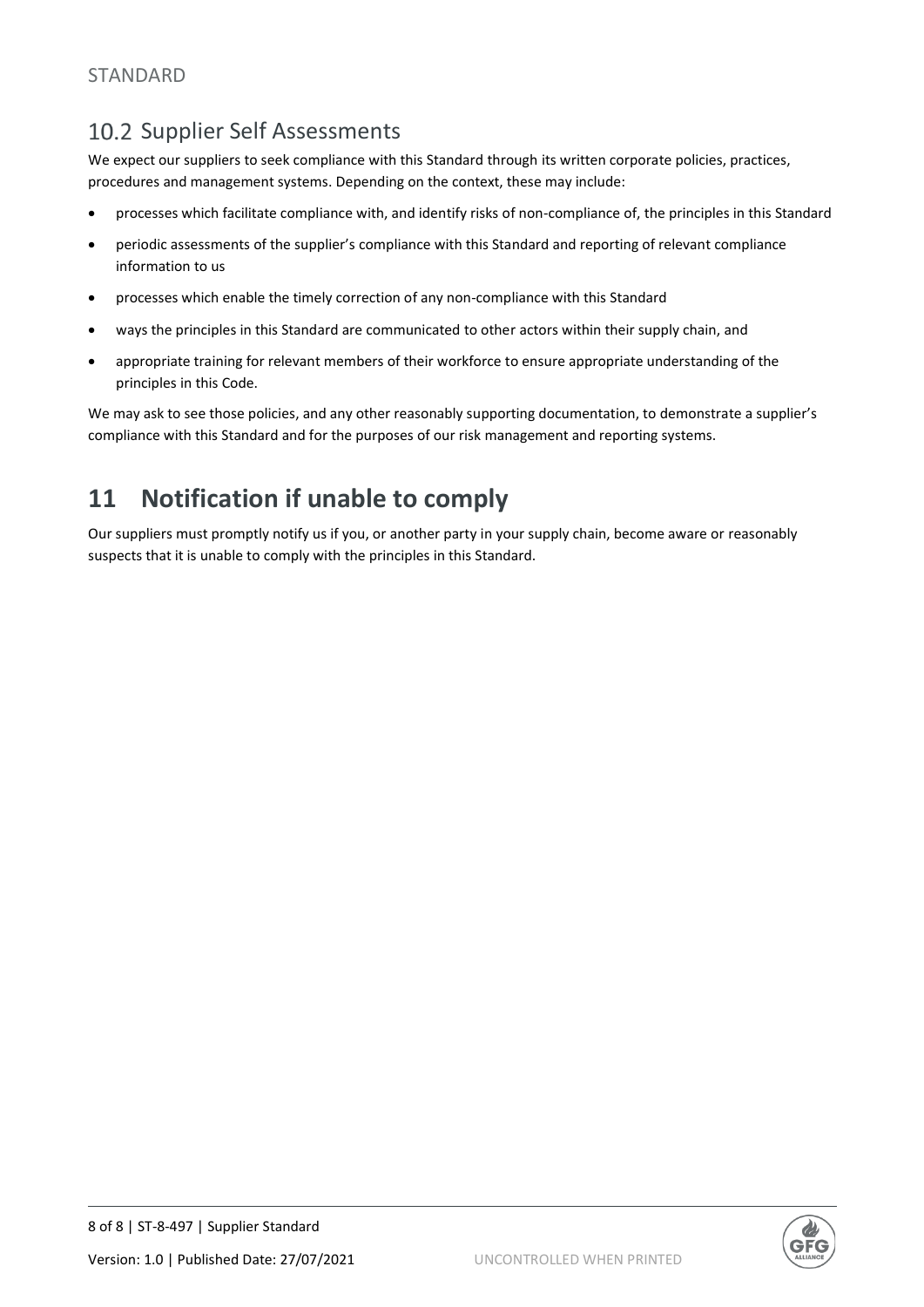## 10.2 Supplier Self Assessments

We expect our suppliers to seek compliance with this Standard through its written corporate policies, practices, procedures and management systems. Depending on the context, these may include:

- processes which facilitate compliance with, and identify risks of non-compliance of, the principles in this Standard
- periodic assessments of the supplier's compliance with this Standard and reporting of relevant compliance information to us
- processes which enable the timely correction of any non-compliance with this Standard
- ways the principles in this Standard are communicated to other actors within their supply chain, and
- appropriate training for relevant members of their workforce to ensure appropriate understanding of the principles in this Code.

We may ask to see those policies, and any other reasonably supporting documentation, to demonstrate a supplier's compliance with this Standard and for the purposes of our risk management and reporting systems.

# 11 Notification if unable to comply

Our suppliers must promptly notify us if you, or another party in your supply chain, become aware or reasonably suspects that it is unable to comply with the principles in this Standard.